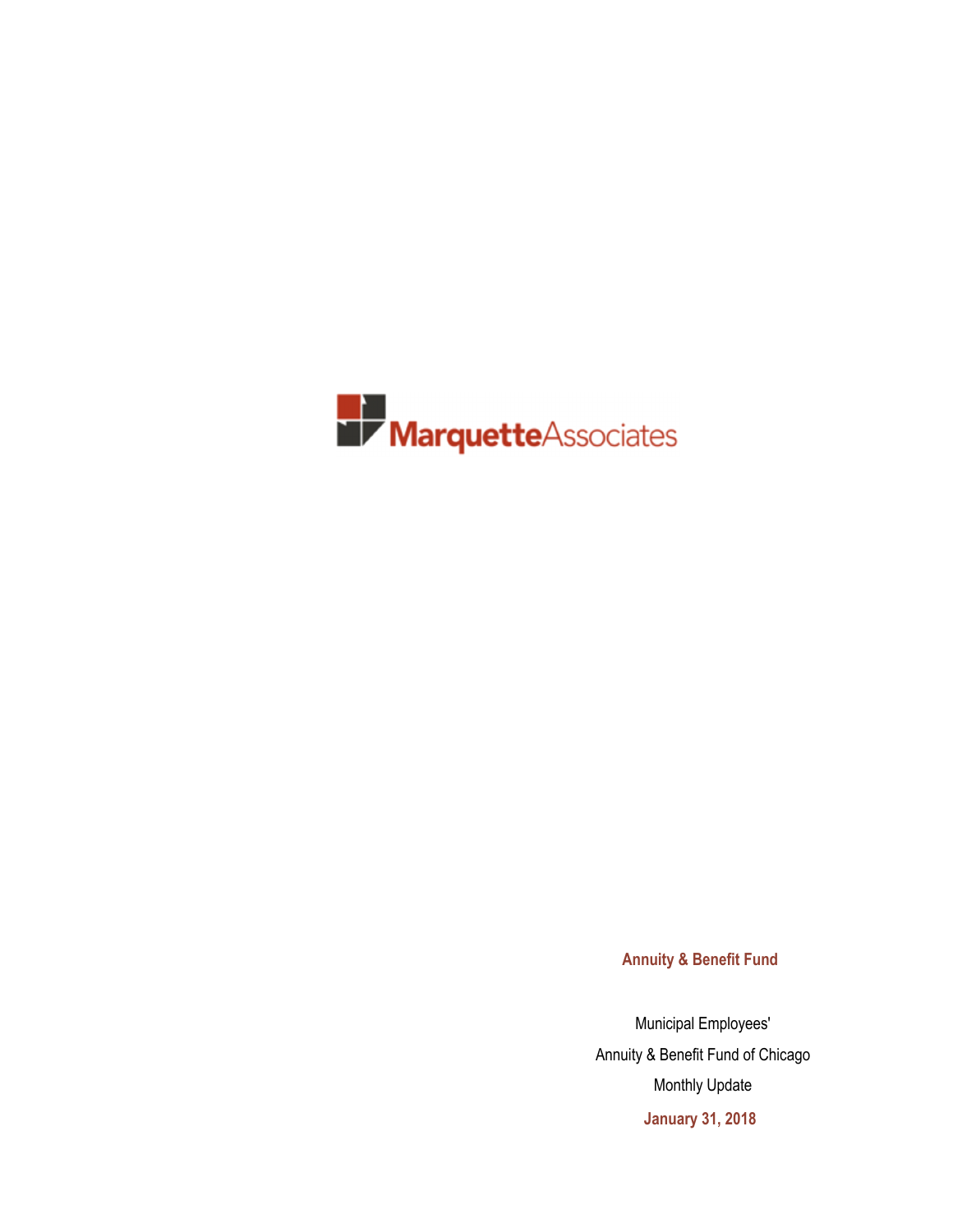MarquetteAssociates

**Annuity & Benefit Fund**

Municipal Employees'

Annuity & Benefit Fund of Chicago

Monthly Update

**January 31, 2018**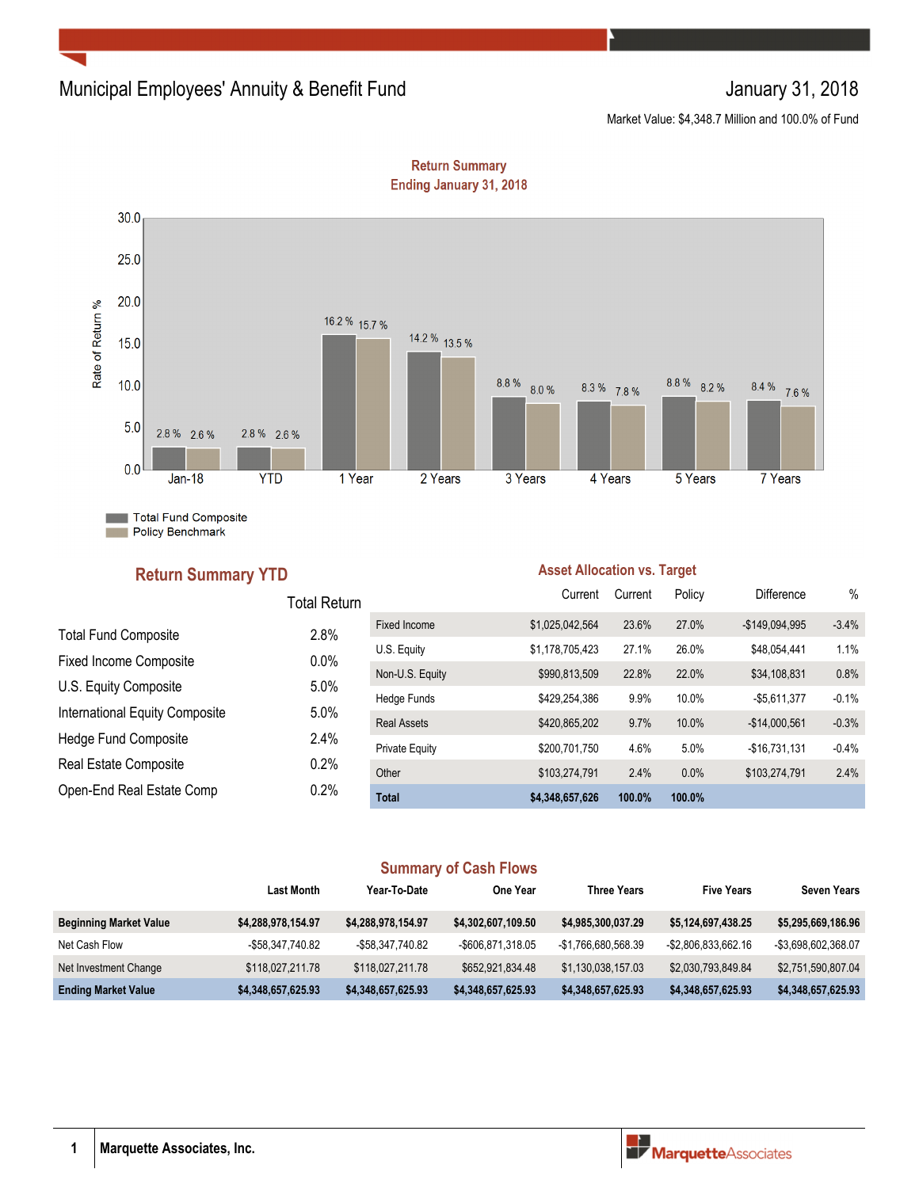# Municipal Employees' Annuity & Benefit Fund

January 31, 2018

Market Value: $4,348.7 Million and 100.0% of Fund

## Return Summary
### Ending January 31, 2018

| | Jan-18 | YTD | 1 Year | 2 Years | 3 Years | 4 Years | 5 Years | 7 Years |
|---|---|---|---|---|---|---|---|---|
| Total Fund Composite | 2.8 % | 2.8 % | 16.2 % | 14.2 % | 8.8 % | 8.3 % | 8.8 % | 8.4 % |
| Policy Benchmark | 2.6 % | 2.6 % | 15.7 % | 13.5 % | 8.0 % | 7.8 % | 8.2 % | 7.6 % |

## Return Summary YTD

| | Total Return |
|---|---|
| Total Fund Composite | 2.8% |
| Fixed Income Composite | 0.0% |
| U.S. Equity Composite | 5.0% |
| International Equity Composite | 5.0% |
| Hedge Fund Composite | 2.4% |
| Real Estate Composite | 0.2% |
| Open-End Real Estate Comp | 0.2% |

## Asset Allocation vs. Target

| | Current | Current | Policy | Difference | % |
|---|---|---|---|---|---|
| Fixed Income | $1,025,042,564 | 23.6% | 27.0% | -$149,094,995 | -3.4% |
| U.S. Equity | $1,178,705,423 | 27.1% | 26.0% | $48,054,441 | 1.1% |
| Non-U.S. Equity | $990,813,509 | 22.8% | 22.0% | $34,108,831 | 0.8% |
| Hedge Funds | $429,254,386 | 9.9% | 10.0% | -$5,611,377 | -0.1% |
| Real Assets | $420,865,202 | 9.7% | 10.0% | -$14,000,561 | -0.3% |
| Private Equity | $200,701,750 | 4.6% | 5.0% | -$16,731,131 | -0.4% |
| Other | $103,274,791 | 2.4% | 0.0% | $103,274,791 | 2.4% |
| **Total** | **$4,348,657,626** | **100.0%** | **100.0%** | | |

## Summary of Cash Flows

| | Last Month | Year-To-Date | One Year | Three Years | Five Years | Seven Years |
|---|---|---|---|---|---|---|
| **Beginning Market Value** | **$4,288,978,154.97** | **$4,288,978,154.97** | **$4,302,607,109.50** | **$4,985,300,037.29** | **$5,124,697,438.25** | **$5,295,669,186.96** |
| Net Cash Flow | -$58,347,740.82 | -$58,347,740.82 | -$606,871,318.05 | -$1,766,680,568.39 | -$2,806,833,662.16 | -$3,698,602,368.07 |
| Net Investment Change | $118,027,211.78 | $118,027,211.78 | $652,921,834.48 | $1,130,038,157.03 | $2,030,793,849.84 | $2,751,590,807.04 |
| **Ending Market Value** | **$4,348,657,625.93** | **$4,348,657,625.93** | **$4,348,657,625.93** | **$4,348,657,625.93** | **$4,348,657,625.93** | **$4,348,657,625.93** |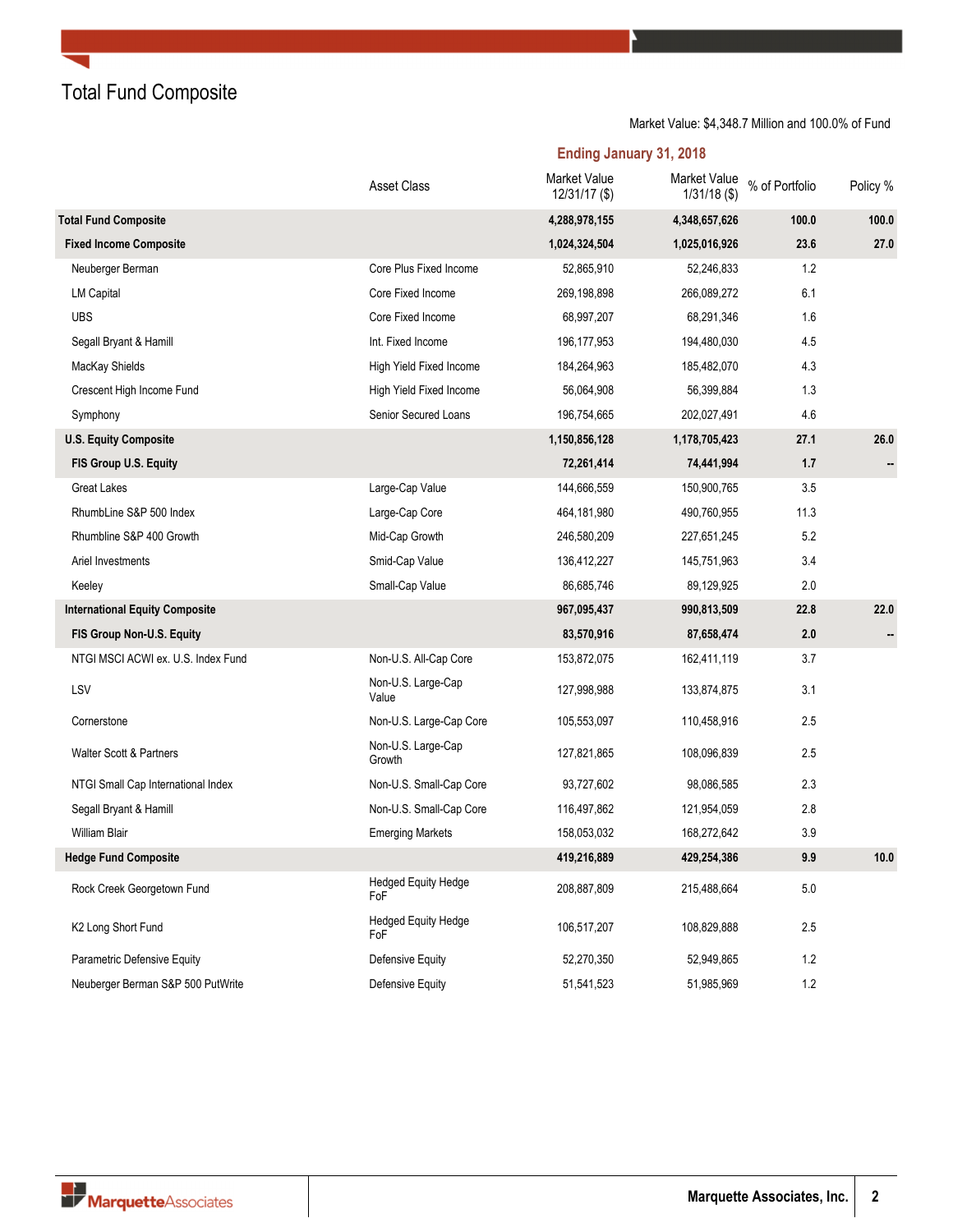# Total Fund Composite

Market Value: $4,348.7 Million and 100.0% of Fund

| | Asset Class | Ending January 31, 2018 | | | |
|---|---|---|---|---|---|
| | | Market Value 12/31/17 ($) | Market Value 1/31/18 ($) | % of Portfolio | Policy % |
| **Total Fund Composite** | | **4,288,978,155** | **4,348,657,626** | **100.0** | **100.0** |
| **Fixed Income Composite** | | **1,024,324,504** | **1,025,016,926** | **23.6** | **27.0** |
| Neuberger Berman | Core Plus Fixed Income | 52,865,910 | 52,246,833 | 1.2 | |
| LM Capital | Core Fixed Income | 269,198,898 | 266,089,272 | 6.1 | |
| UBS | Core Fixed Income | 68,997,207 | 68,291,346 | 1.6 | |
| Segall Bryant & Hamill | Int. Fixed Income | 196,177,953 | 194,480,030 | 4.5 | |
| MacKay Shields | High Yield Fixed Income | 184,264,963 | 185,482,070 | 4.3 | |
| Crescent High Income Fund | High Yield Fixed Income | 56,064,908 | 56,399,884 | 1.3 | |
| Symphony | Senior Secured Loans | 196,754,665 | 202,027,491 | 4.6 | |
| **U.S. Equity Composite** | | **1,150,856,128** | **1,178,705,423** | **27.1** | **26.0** |
| **FIS Group U.S. Equity** | | **72,261,414** | **74,441,994** | **1.7** | **--** |
| Great Lakes | Large-Cap Value | 144,666,559 | 150,900,765 | 3.5 | |
| RhumbLine S&P 500 Index | Large-Cap Core | 464,181,980 | 490,760,955 | 11.3 | |
| Rhumbline S&P 400 Growth | Mid-Cap Growth | 246,580,209 | 227,651,245 | 5.2 | |
| Ariel Investments | Smid-Cap Value | 136,412,227 | 145,751,963 | 3.4 | |
| Keeley | Small-Cap Value | 86,685,746 | 89,129,925 | 2.0 | |
| **International Equity Composite** | | **967,095,437** | **990,813,509** | **22.8** | **22.0** |
| **FIS Group Non-U.S. Equity** | | **83,570,916** | **87,658,474** | **2.0** | **--** |
| NTGI MSCI ACWI ex. U.S. Index Fund | Non-U.S. All-Cap Core | 153,872,075 | 162,411,119 | 3.7 | |
| LSV | Non-U.S. Large-Cap Value | 127,998,988 | 133,874,875 | 3.1 | |
| Cornerstone | Non-U.S. Large-Cap Core | 105,553,097 | 110,458,916 | 2.5 | |
| Walter Scott & Partners | Non-U.S. Large-Cap Growth | 127,821,865 | 108,096,839 | 2.5 | |
| NTGI Small Cap International Index | Non-U.S. Small-Cap Core | 93,727,602 | 98,086,585 | 2.3 | |
| Segall Bryant & Hamill | Non-U.S. Small-Cap Core | 116,497,862 | 121,954,059 | 2.8 | |
| William Blair | Emerging Markets | 158,053,032 | 168,272,642 | 3.9 | |
| **Hedge Fund Composite** | | **419,216,889** | **429,254,386** | **9.9** | **10.0** |
| Rock Creek Georgetown Fund | Hedged Equity Hedge FoF | 208,887,809 | 215,488,664 | 5.0 | |
| K2 Long Short Fund | Hedged Equity Hedge FoF | 106,517,207 | 108,829,888 | 2.5 | |
| Parametric Defensive Equity | Defensive Equity | 52,270,350 | 52,949,865 | 1.2 | |
| Neuberger Berman S&P 500 PutWrite | Defensive Equity | 51,541,523 | 51,985,969 | 1.2 | |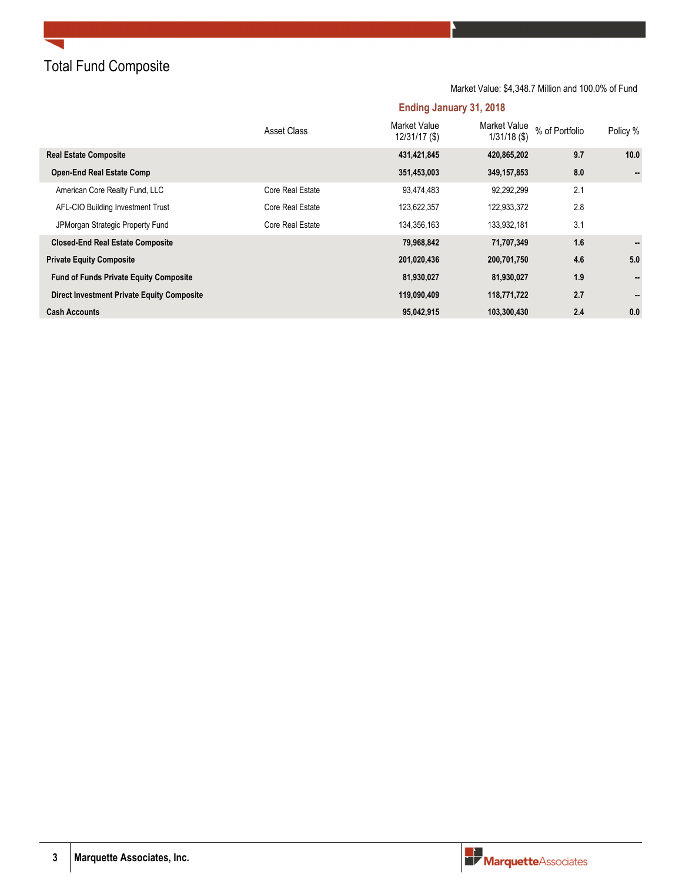# Total Fund Composite

Market Value: $4,348.7 Million and 100.0% of Fund

**Ending January 31, 2018**

| | Asset Class | Market Value 12/31/17 ($) | Market Value 1/31/18 ($) | % of Portfolio | Policy % |
|---|---|---|---|---|---|
| **Real Estate Composite** | | **431,421,845** | **420,865,202** | **9.7** | **10.0** |
| **Open-End Real Estate Comp** | | **351,453,003** | **349,157,853** | **8.0** | **--** |
| American Core Realty Fund, LLC | Core Real Estate | 93,474,483 | 92,292,299 | 2.1 | |
| AFL-CIO Building Investment Trust | Core Real Estate | 123,622,357 | 122,933,372 | 2.8 | |
| JPMorgan Strategic Property Fund | Core Real Estate | 134,356,163 | 133,932,181 | 3.1 | |
| **Closed-End Real Estate Composite** | | **79,968,842** | **71,707,349** | **1.6** | **--** |
| **Private Equity Composite** | | **201,020,436** | **200,701,750** | **4.6** | **5.0** |
| **Fund of Funds Private Equity Composite** | | **81,930,027** | **81,930,027** | **1.9** | **--** |
| **Direct Investment Private Equity Composite** | | **119,090,409** | **118,771,722** | **2.7** | **--** |
| **Cash Accounts** | | **95,042,915** | **103,300,430** | **2.4** | **0.0** |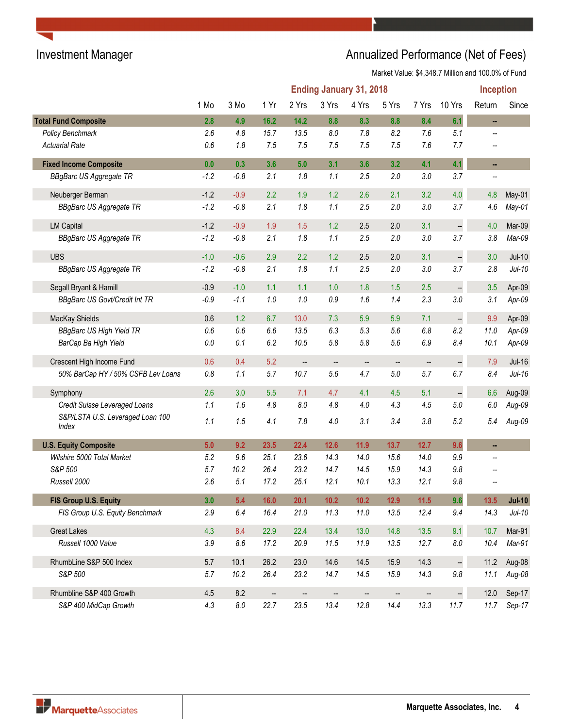## Investment Manager

## Annualized Performance (Net of Fees)

Market Value: $4,348.7 Million and 100.0% of Fund

| | Ending January 31, 2018 | | | | | | | | | Inception | |
|---|---|---|---|---|---|---|---|---|---|---|---|
| | 1 Mo | 3 Mo | 1 Yr | 2 Yrs | 3 Yrs | 4 Yrs | 5 Yrs | 7 Yrs | 10 Yrs | Return | Since |
| **Total Fund Composite** | **2.8** | **4.9** | **16.2** | **14.2** | **8.8** | **8.3** | **8.8** | **8.4** | **6.1** | **--** | |
| *Policy Benchmark* | *2.6* | *4.8* | *15.7* | *13.5* | *8.0* | *7.8* | *8.2* | *7.6* | *5.1* | *--* | |
| *Actuarial Rate* | *0.6* | *1.8* | *7.5* | *7.5* | *7.5* | *7.5* | *7.5* | *7.6* | *7.7* | *--* | |
| **Fixed Income Composite** | **0.0** | **0.3** | **3.6** | **5.0** | **3.1** | **3.6** | **3.2** | **4.1** | **4.1** | **--** | |
| *BBgBarc US Aggregate TR* | *-1.2* | *-0.8* | *2.1* | *1.8* | *1.1* | *2.5* | *2.0* | *3.0* | *3.7* | *--* | |
| Neuberger Berman | -1.2 | -0.9 | 2.2 | 1.9 | 1.2 | 2.6 | 2.1 | 3.2 | 4.0 | 4.8 | May-01 |
| *BBgBarc US Aggregate TR* | *-1.2* | *-0.8* | *2.1* | *1.8* | *1.1* | *2.5* | *2.0* | *3.0* | *3.7* | *4.6* | *May-01* |
| LM Capital | -1.2 | -0.9 | 1.9 | 1.5 | 1.2 | 2.5 | 2.0 | 3.1 | -- | 4.0 | Mar-09 |
| *BBgBarc US Aggregate TR* | *-1.2* | *-0.8* | *2.1* | *1.8* | *1.1* | *2.5* | *2.0* | *3.0* | *3.7* | *3.8* | *Mar-09* |
| UBS | -1.0 | -0.6 | 2.9 | 2.2 | 1.2 | 2.5 | 2.0 | 3.1 | -- | 3.0 | Jul-10 |
| *BBgBarc US Aggregate TR* | *-1.2* | *-0.8* | *2.1* | *1.8* | *1.1* | *2.5* | *2.0* | *3.0* | *3.7* | *2.8* | *Jul-10* |
| Segall Bryant & Hamill | -0.9 | -1.0 | 1.1 | 1.1 | 1.0 | 1.8 | 1.5 | 2.5 | -- | 3.5 | Apr-09 |
| *BBgBarc US Govt/Credit Int TR* | *-0.9* | *-1.1* | *1.0* | *1.0* | *0.9* | *1.6* | *1.4* | *2.3* | *3.0* | *3.1* | *Apr-09* |
| MacKay Shields | 0.6 | 1.2 | 6.7 | 13.0 | 7.3 | 5.9 | 5.9 | 7.1 | -- | 9.9 | Apr-09 |
| *BBgBarc US High Yield TR* | *0.6* | *0.6* | *6.6* | *13.5* | *6.3* | *5.3* | *5.6* | *6.8* | *8.2* | *11.0* | *Apr-09* |
| *BarCap Ba High Yield* | *0.0* | *0.1* | *6.2* | *10.5* | *5.8* | *5.8* | *5.6* | *6.9* | *8.4* | *10.1* | *Apr-09* |
| Crescent High Income Fund | 0.6 | 0.4 | 5.2 | -- | -- | -- | -- | -- | -- | 7.9 | Jul-16 |
| *50% BarCap HY / 50% CSFB Lev Loans* | *0.8* | *1.1* | *5.7* | *10.7* | *5.6* | *4.7* | *5.0* | *5.7* | *6.7* | *8.4* | *Jul-16* |
| Symphony | 2.6 | 3.0 | 5.5 | 7.1 | 4.7 | 4.1 | 4.5 | 5.1 | -- | 6.6 | Aug-09 |
| *Credit Suisse Leveraged Loans* | *1.1* | *1.6* | *4.8* | *8.0* | *4.8* | *4.0* | *4.3* | *4.5* | *5.0* | *6.0* | *Aug-09* |
| *S&P/LSTA U.S. Leveraged Loan 100 Index* | *1.1* | *1.5* | *4.1* | *7.8* | *4.0* | *3.1* | *3.4* | *3.8* | *5.2* | *5.4* | *Aug-09* |
| **U.S. Equity Composite** | **5.0** | **9.2** | **23.5** | **22.4** | **12.6** | **11.9** | **13.7** | **12.7** | **9.6** | **--** | |
| *Wilshire 5000 Total Market* | *5.2* | *9.6* | *25.1* | *23.6* | *14.3* | *14.0* | *15.6* | *14.0* | *9.9* | *--* | |
| *S&P 500* | *5.7* | *10.2* | *26.4* | *23.2* | *14.7* | *14.5* | *15.9* | *14.3* | *9.8* | *--* | |
| *Russell 2000* | *2.6* | *5.1* | *17.2* | *25.1* | *12.1* | *10.1* | *13.3* | *12.1* | *9.8* | *--* | |
| **FIS Group U.S. Equity** | **3.0** | **5.4** | **16.0** | **20.1** | **10.2** | **10.2** | **12.9** | **11.5** | **9.6** | **13.5** | **Jul-10** |
| *FIS Group U.S. Equity Benchmark* | *2.9* | *6.4* | *16.4* | *21.0* | *11.3* | *11.0* | *13.5* | *12.4* | *9.4* | *14.3* | *Jul-10* |
| Great Lakes | 4.3 | 8.4 | 22.9 | 22.4 | 13.4 | 13.0 | 14.8 | 13.5 | 9.1 | 10.7 | Mar-91 |
| *Russell 1000 Value* | *3.9* | *8.6* | *17.2* | *20.9* | *11.5* | *11.9* | *13.5* | *12.7* | *8.0* | *10.4* | *Mar-91* |
| RhumbLine S&P 500 Index | 5.7 | 10.1 | 26.2 | 23.0 | 14.6 | 14.5 | 15.9 | 14.3 | -- | 11.2 | Aug-08 |
| *S&P 500* | *5.7* | *10.2* | *26.4* | *23.2* | *14.7* | *14.5* | *15.9* | *14.3* | *9.8* | *11.1* | *Aug-08* |
| Rhumbline S&P 400 Growth | 4.5 | 8.2 | -- | -- | -- | -- | -- | -- | -- | 12.0 | Sep-17 |
| *S&P 400 MidCap Growth* | *4.3* | *8.0* | *22.7* | *23.5* | *13.4* | *12.8* | *14.4* | *13.3* | *11.7* | *11.7* | *Sep-17* |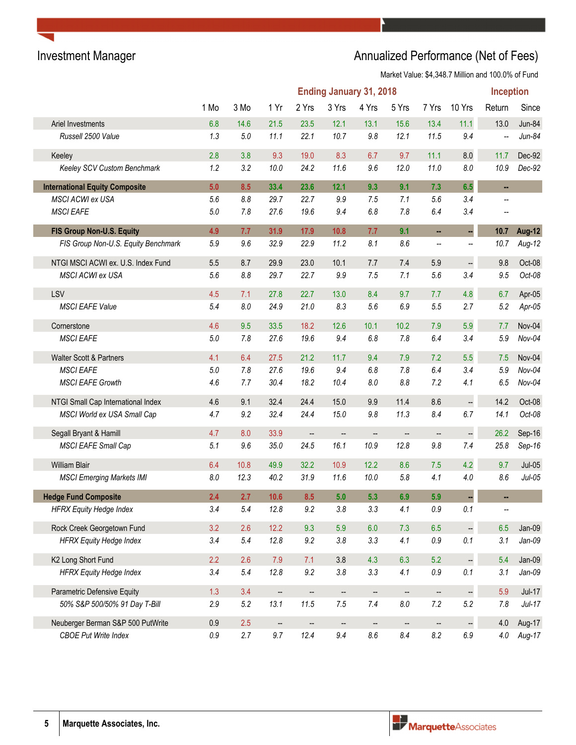## Investment Manager

## Annualized Performance (Net of Fees)

Market Value: $4,348.7 Million and 100.0% of Fund

| | Ending January 31, 2018 | | | | | | | | | Inception | |
|---|---|---|---|---|---|---|---|---|---|---|---|
| | 1 Mo | 3 Mo | 1 Yr | 2 Yrs | 3 Yrs | 4 Yrs | 5 Yrs | 7 Yrs | 10 Yrs | Return | Since |
| Ariel Investments | 6.8 | 14.6 | 21.5 | 23.5 | 12.1 | 13.1 | 15.6 | 13.4 | 11.1 | 13.0 | Jun-84 |
| *Russell 2500 Value* | *1.3* | *5.0* | *11.1* | *22.1* | *10.7* | *9.8* | *12.1* | *11.5* | *9.4* | *--* | *Jun-84* |
| Keeley | 2.8 | 3.8 | 9.3 | 19.0 | 8.3 | 6.7 | 9.7 | 11.1 | 8.0 | 11.7 | Dec-92 |
| *Keeley SCV Custom Benchmark* | *1.2* | *3.2* | *10.0* | *24.2* | *11.6* | *9.6* | *12.0* | *11.0* | *8.0* | *10.9* | *Dec-92* |
| **International Equity Composite** | **5.0** | **8.5** | **33.4** | **23.6** | **12.1** | **9.3** | **9.1** | **7.3** | **6.5** | **--** | |
| *MSCI ACWI ex USA* | *5.6* | *8.8* | *29.7* | *22.7* | *9.9* | *7.5* | *7.1* | *5.6* | *3.4* | *--* | |
| *MSCI EAFE* | *5.0* | *7.8* | *27.6* | *19.6* | *9.4* | *6.8* | *7.8* | *6.4* | *3.4* | *--* | |
| **FIS Group Non-U.S. Equity** | **4.9** | **7.7** | **31.9** | **17.9** | **10.8** | **7.7** | **9.1** | **--** | **--** | **10.7** | **Aug-12** |
| *FIS Group Non-U.S. Equity Benchmark* | *5.9* | *9.6* | *32.9* | *22.9* | *11.2* | *8.1* | *8.6* | *--* | *--* | *10.7* | *Aug-12* |
| NTGI MSCI ACWI ex. U.S. Index Fund | 5.5 | 8.7 | 29.9 | 23.0 | 10.1 | 7.7 | 7.4 | 5.9 | -- | 9.8 | Oct-08 |
| *MSCI ACWI ex USA* | *5.6* | *8.8* | *29.7* | *22.7* | *9.9* | *7.5* | *7.1* | *5.6* | *3.4* | *9.5* | *Oct-08* |
| LSV | 4.5 | 7.1 | 27.8 | 22.7 | 13.0 | 8.4 | 9.7 | 7.7 | 4.8 | 6.7 | Apr-05 |
| *MSCI EAFE Value* | *5.4* | *8.0* | *24.9* | *21.0* | *8.3* | *5.6* | *6.9* | *5.5* | *2.7* | *5.2* | *Apr-05* |
| Cornerstone | 4.6 | 9.5 | 33.5 | 18.2 | 12.6 | 10.1 | 10.2 | 7.9 | 5.9 | 7.7 | Nov-04 |
| *MSCI EAFE* | *5.0* | *7.8* | *27.6* | *19.6* | *9.4* | *6.8* | *7.8* | *6.4* | *3.4* | *5.9* | *Nov-04* |
| Walter Scott & Partners | 4.1 | 6.4 | 27.5 | 21.2 | 11.7 | 9.4 | 7.9 | 7.2 | 5.5 | 7.5 | Nov-04 |
| *MSCI EAFE* | *5.0* | *7.8* | *27.6* | *19.6* | *9.4* | *6.8* | *7.8* | *6.4* | *3.4* | *5.9* | *Nov-04* |
| *MSCI EAFE Growth* | *4.6* | *7.7* | *30.4* | *18.2* | *10.4* | *8.0* | *8.8* | *7.2* | *4.1* | *6.5* | *Nov-04* |
| NTGI Small Cap International Index | 4.6 | 9.1 | 32.4 | 24.4 | 15.0 | 9.9 | 11.4 | 8.6 | -- | 14.2 | Oct-08 |
| *MSCI World ex USA Small Cap* | *4.7* | *9.2* | *32.4* | *24.4* | *15.0* | *9.8* | *11.3* | *8.4* | *6.7* | *14.1* | *Oct-08* |
| Segall Bryant & Hamill | 4.7 | 8.0 | 33.9 | -- | -- | -- | -- | -- | -- | 26.2 | Sep-16 |
| *MSCI EAFE Small Cap* | *5.1* | *9.6* | *35.0* | *24.5* | *16.1* | *10.9* | *12.8* | *9.8* | *7.4* | *25.8* | *Sep-16* |
| William Blair | 6.4 | 10.8 | 49.9 | 32.2 | 10.9 | 12.2 | 8.6 | 7.5 | 4.2 | 9.7 | Jul-05 |
| *MSCI Emerging Markets IMI* | *8.0* | *12.3* | *40.2* | *31.9* | *11.6* | *10.0* | *5.8* | *4.1* | *4.0* | *8.6* | *Jul-05* |
| **Hedge Fund Composite** | **2.4** | **2.7** | **10.6** | **8.5** | **5.0** | **5.3** | **6.9** | **5.9** | **--** | **--** | |
| *HFRX Equity Hedge Index* | *3.4* | *5.4* | *12.8* | *9.2* | *3.8* | *3.3* | *4.1* | *0.9* | *0.1* | *--* | |
| Rock Creek Georgetown Fund | 3.2 | 2.6 | 12.2 | 9.3 | 5.9 | 6.0 | 7.3 | 6.5 | -- | 6.5 | Jan-09 |
| *HFRX Equity Hedge Index* | *3.4* | *5.4* | *12.8* | *9.2* | *3.8* | *3.3* | *4.1* | *0.9* | *0.1* | *3.1* | *Jan-09* |
| K2 Long Short Fund | 2.2 | 2.6 | 7.9 | 7.1 | 3.8 | 4.3 | 6.3 | 5.2 | -- | 5.4 | Jan-09 |
| *HFRX Equity Hedge Index* | *3.4* | *5.4* | *12.8* | *9.2* | *3.8* | *3.3* | *4.1* | *0.9* | *0.1* | *3.1* | *Jan-09* |
| Parametric Defensive Equity | 1.3 | 3.4 | -- | -- | -- | -- | -- | -- | -- | 5.9 | Jul-17 |
| *50% S&P 500/50% 91 Day T-Bill* | *2.9* | *5.2* | *13.1* | *11.5* | *7.5* | *7.4* | *8.0* | *7.2* | *5.2* | *7.8* | *Jul-17* |
| Neuberger Berman S&P 500 PutWrite | 0.9 | 2.5 | -- | -- | -- | -- | -- | -- | -- | 4.0 | Aug-17 |
| *CBOE Put Write Index* | *0.9* | *2.7* | *9.7* | *12.4* | *9.4* | *8.6* | *8.4* | *8.2* | *6.9* | *4.0* | *Aug-17* |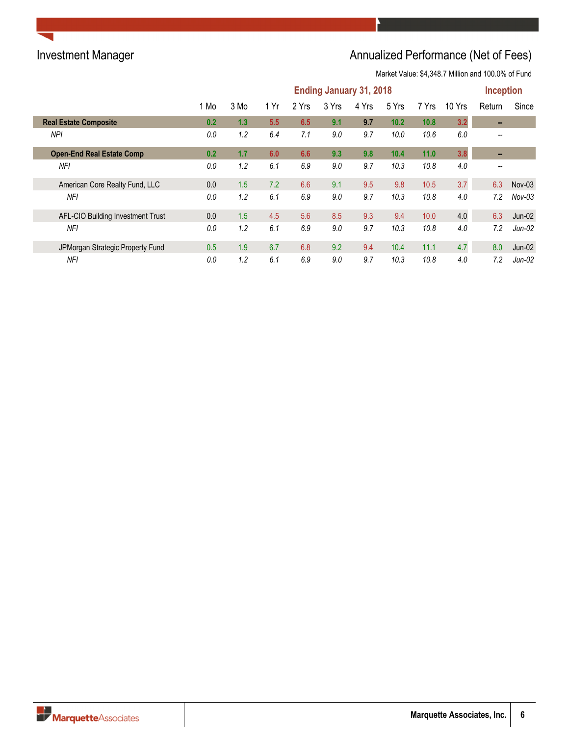## Investment Manager

## Annualized Performance (Net of Fees)

Market Value: $4,348.7 Million and 100.0% of Fund

| | Ending January 31, 2018 | | | | | | | | | Inception | |
|---|---|---|---|---|---|---|---|---|---|---|---|
| | 1 Mo | 3 Mo | 1 Yr | 2 Yrs | 3 Yrs | 4 Yrs | 5 Yrs | 7 Yrs | 10 Yrs | Return | Since |
| **Real Estate Composite** | **0.2** | **1.3** | **5.5** | **6.5** | **9.1** | **9.7** | **10.2** | **10.8** | **3.2** | **--** | |
| *NPI* | *0.0* | *1.2* | *6.4* | *7.1* | *9.0* | *9.7* | *10.0* | *10.6* | *6.0* | *--* | |
| **Open-End Real Estate Comp** | **0.2** | **1.7** | **6.0** | **6.6** | **9.3** | **9.8** | **10.4** | **11.0** | **3.8** | **--** | |
| *NFI* | *0.0* | *1.2* | *6.1* | *6.9* | *9.0* | *9.7* | *10.3* | *10.8* | *4.0* | *--* | |
| American Core Realty Fund, LLC | 0.0 | 1.5 | 7.2 | 6.6 | 9.1 | 9.5 | 9.8 | 10.5 | 3.7 | 6.3 | Nov-03 |
| *NFI* | *0.0* | *1.2* | *6.1* | *6.9* | *9.0* | *9.7* | *10.3* | *10.8* | *4.0* | *7.2* | *Nov-03* |
| AFL-CIO Building Investment Trust | 0.0 | 1.5 | 4.5 | 5.6 | 8.5 | 9.3 | 9.4 | 10.0 | 4.0 | 6.3 | Jun-02 |
| *NFI* | *0.0* | *1.2* | *6.1* | *6.9* | *9.0* | *9.7* | *10.3* | *10.8* | *4.0* | *7.2* | *Jun-02* |
| JPMorgan Strategic Property Fund | 0.5 | 1.9 | 6.7 | 6.8 | 9.2 | 9.4 | 10.4 | 11.1 | 4.7 | 8.0 | Jun-02 |
| *NFI* | *0.0* | *1.2* | *6.1* | *6.9* | *9.0* | *9.7* | *10.3* | *10.8* | *4.0* | *7.2* | *Jun-02* |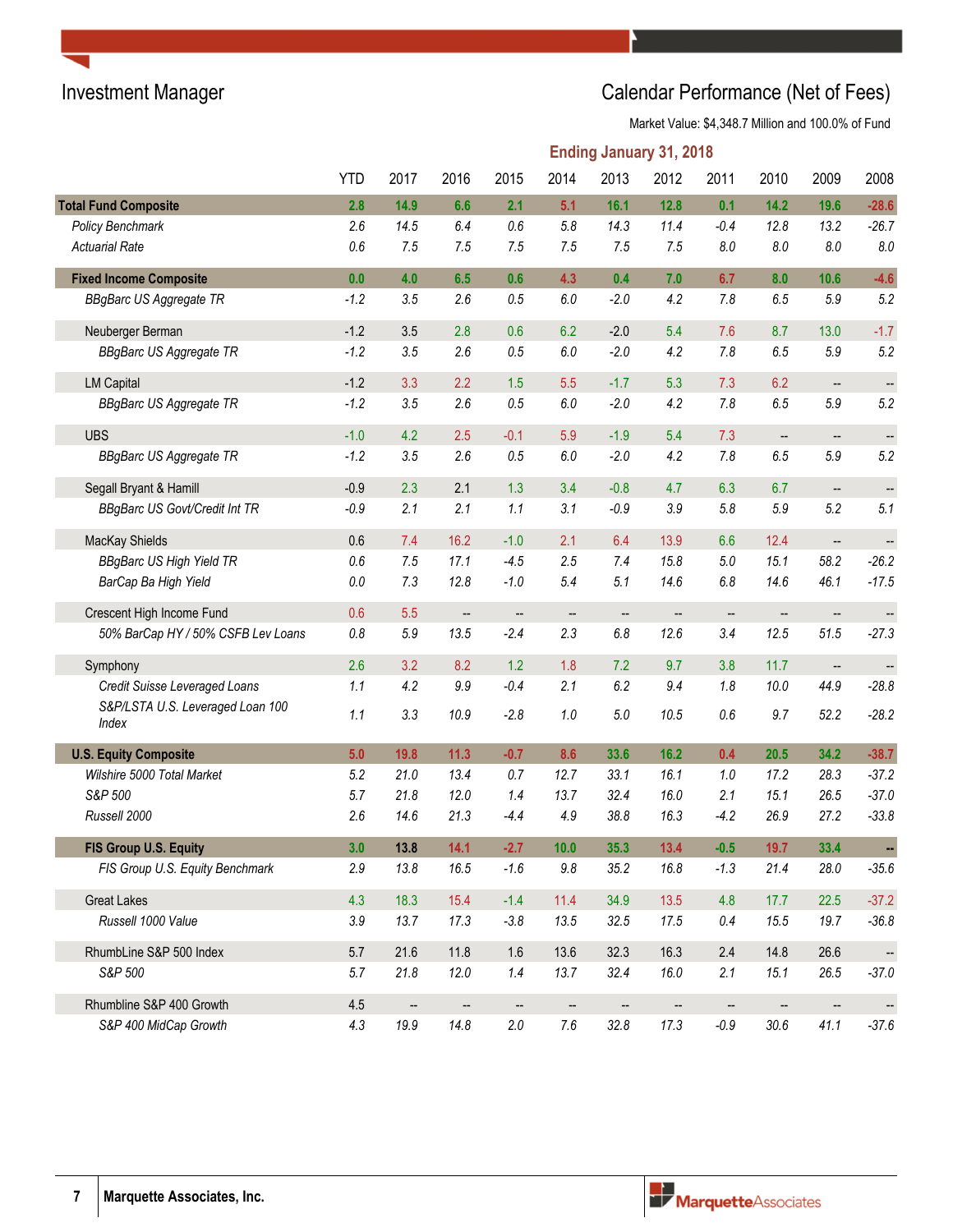Investment Manager

# Calendar Performance (Net of Fees)

Market Value: $4,348.7 Million and 100.0% of Fund

## Ending January 31, 2018

| | YTD | 2017 | 2016 | 2015 | 2014 | 2013 | 2012 | 2011 | 2010 | 2009 | 2008 |
|---|---|---|---|---|---|---|---|---|---|---|---|
| **Total Fund Composite** | 2.8 | 14.9 | 6.6 | 2.1 | 5.1 | 16.1 | 12.8 | 0.1 | 14.2 | 19.6 | -28.6 |
| *Policy Benchmark* | 2.6 | 14.5 | 6.4 | 0.6 | 5.8 | 14.3 | 11.4 | -0.4 | 12.8 | 13.2 | -26.7 |
| *Actuarial Rate* | 0.6 | 7.5 | 7.5 | 7.5 | 7.5 | 7.5 | 7.5 | 8.0 | 8.0 | 8.0 | 8.0 |
| **Fixed Income Composite** | 0.0 | 4.0 | 6.5 | 0.6 | 4.3 | 0.4 | 7.0 | 6.7 | 8.0 | 10.6 | -4.6 |
| *BBgBarc US Aggregate TR* | -1.2 | 3.5 | 2.6 | 0.5 | 6.0 | -2.0 | 4.2 | 7.8 | 6.5 | 5.9 | 5.2 |
| Neuberger Berman | -1.2 | 3.5 | 2.8 | 0.6 | 6.2 | -2.0 | 5.4 | 7.6 | 8.7 | 13.0 | -1.7 |
| *BBgBarc US Aggregate TR* | -1.2 | 3.5 | 2.6 | 0.5 | 6.0 | -2.0 | 4.2 | 7.8 | 6.5 | 5.9 | 5.2 |
| LM Capital | -1.2 | 3.3 | 2.2 | 1.5 | 5.5 | -1.7 | 5.3 | 7.3 | 6.2 | -- | -- |
| *BBgBarc US Aggregate TR* | -1.2 | 3.5 | 2.6 | 0.5 | 6.0 | -2.0 | 4.2 | 7.8 | 6.5 | 5.9 | 5.2 |
| UBS | -1.0 | 4.2 | 2.5 | -0.1 | 5.9 | -1.9 | 5.4 | 7.3 | -- | -- | -- |
| *BBgBarc US Aggregate TR* | -1.2 | 3.5 | 2.6 | 0.5 | 6.0 | -2.0 | 4.2 | 7.8 | 6.5 | 5.9 | 5.2 |
| Segall Bryant & Hamill | -0.9 | 2.3 | 2.1 | 1.3 | 3.4 | -0.8 | 4.7 | 6.3 | 6.7 | -- | -- |
| *BBgBarc US Govt/Credit Int TR* | -0.9 | 2.1 | 2.1 | 1.1 | 3.1 | -0.9 | 3.9 | 5.8 | 5.9 | 5.2 | 5.1 |
| MacKay Shields | 0.6 | 7.4 | 16.2 | -1.0 | 2.1 | 6.4 | 13.9 | 6.6 | 12.4 | -- | -- |
| *BBgBarc US High Yield TR* | 0.6 | 7.5 | 17.1 | -4.5 | 2.5 | 7.4 | 15.8 | 5.0 | 15.1 | 58.2 | -26.2 |
| *BarCap Ba High Yield* | 0.0 | 7.3 | 12.8 | -1.0 | 5.4 | 5.1 | 14.6 | 6.8 | 14.6 | 46.1 | -17.5 |
| Crescent High Income Fund | 0.6 | 5.5 | -- | -- | -- | -- | -- | -- | -- | -- | -- |
| *50% BarCap HY / 50% CSFB Lev Loans* | 0.8 | 5.9 | 13.5 | -2.4 | 2.3 | 6.8 | 12.6 | 3.4 | 12.5 | 51.5 | -27.3 |
| Symphony | 2.6 | 3.2 | 8.2 | 1.2 | 1.8 | 7.2 | 9.7 | 3.8 | 11.7 | -- | -- |
| *Credit Suisse Leveraged Loans* | 1.1 | 4.2 | 9.9 | -0.4 | 2.1 | 6.2 | 9.4 | 1.8 | 10.0 | 44.9 | -28.8 |
| *S&P/LSTA U.S. Leveraged Loan 100 Index* | 1.1 | 3.3 | 10.9 | -2.8 | 1.0 | 5.0 | 10.5 | 0.6 | 9.7 | 52.2 | -28.2 |
| **U.S. Equity Composite** | 5.0 | 19.8 | 11.3 | -0.7 | 8.6 | 33.6 | 16.2 | 0.4 | 20.5 | 34.2 | -38.7 |
| *Wilshire 5000 Total Market* | 5.2 | 21.0 | 13.4 | 0.7 | 12.7 | 33.1 | 16.1 | 1.0 | 17.2 | 28.3 | -37.2 |
| *S&P 500* | 5.7 | 21.8 | 12.0 | 1.4 | 13.7 | 32.4 | 16.0 | 2.1 | 15.1 | 26.5 | -37.0 |
| *Russell 2000* | 2.6 | 14.6 | 21.3 | -4.4 | 4.9 | 38.8 | 16.3 | -4.2 | 26.9 | 27.2 | -33.8 |
| **FIS Group U.S. Equity** | 3.0 | 13.8 | 14.1 | -2.7 | 10.0 | 35.3 | 13.4 | -0.5 | 19.7 | 33.4 | -- |
| *FIS Group U.S. Equity Benchmark* | 2.9 | 13.8 | 16.5 | -1.6 | 9.8 | 35.2 | 16.8 | -1.3 | 21.4 | 28.0 | -35.6 |
| Great Lakes | 4.3 | 18.3 | 15.4 | -1.4 | 11.4 | 34.9 | 13.5 | 4.8 | 17.7 | 22.5 | -37.2 |
| *Russell 1000 Value* | 3.9 | 13.7 | 17.3 | -3.8 | 13.5 | 32.5 | 17.5 | 0.4 | 15.5 | 19.7 | -36.8 |
| RhumbLine S&P 500 Index | 5.7 | 21.6 | 11.8 | 1.6 | 13.6 | 32.3 | 16.3 | 2.4 | 14.8 | 26.6 | -- |
| *S&P 500* | 5.7 | 21.8 | 12.0 | 1.4 | 13.7 | 32.4 | 16.0 | 2.1 | 15.1 | 26.5 | -37.0 |
| Rhumbline S&P 400 Growth | 4.5 | -- | -- | -- | -- | -- | -- | -- | -- | -- | -- |
| *S&P 400 MidCap Growth* | 4.3 | 19.9 | 14.8 | 2.0 | 7.6 | 32.8 | 17.3 | -0.9 | 30.6 | 41.1 | -37.6 |

Marquette Associates, Inc.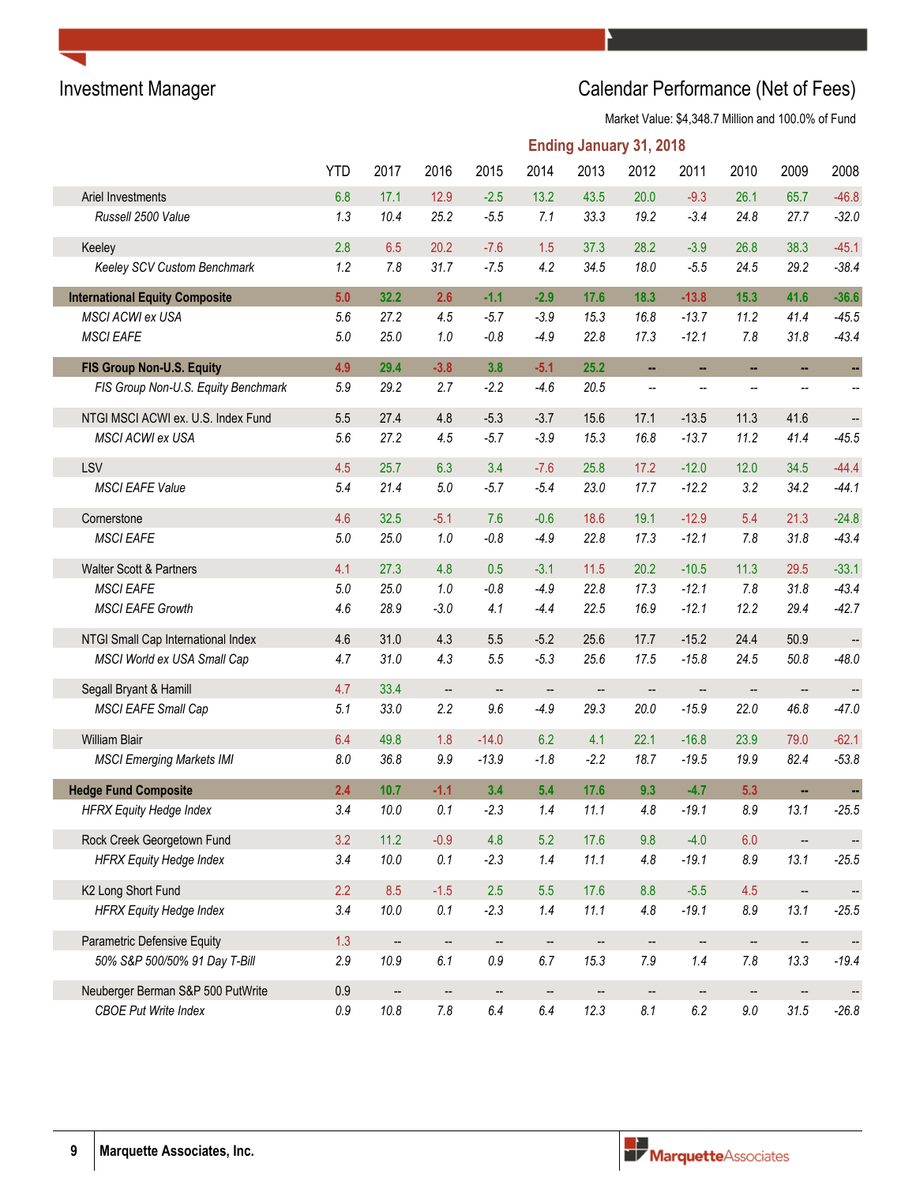## Investment Manager

## Calendar Performance (Net of Fees)

Market Value: $4,348.7 Million and 100.0% of Fund

**Ending January 31, 2018**

| | YTD | 2017 | 2016 | 2015 | 2014 | 2013 | 2012 | 2011 | 2010 | 2009 | 2008 |
|---|---|---|---|---|---|---|---|---|---|---|---|
| Ariel Investments | 6.8 | 17.1 | 12.9 | -2.5 | 13.2 | 43.5 | 20.0 | -9.3 | 26.1 | 65.7 | -46.8 |
| *Russell 2500 Value* | 1.3 | 10.4 | 25.2 | -5.5 | 7.1 | 33.3 | 19.2 | -3.4 | 24.8 | 27.7 | -32.0 |
| Keeley | 2.8 | 6.5 | 20.2 | -7.6 | 1.5 | 37.3 | 28.2 | -3.9 | 26.8 | 38.3 | -45.1 |
| *Keeley SCV Custom Benchmark* | 1.2 | 7.8 | 31.7 | -7.5 | 4.2 | 34.5 | 18.0 | -5.5 | 24.5 | 29.2 | -38.4 |
| **International Equity Composite** | **5.0** | **32.2** | **2.6** | **-1.1** | **-2.9** | **17.6** | **18.3** | **-13.8** | **15.3** | **41.6** | **-36.6** |
| *MSCI ACWI ex USA* | 5.6 | 27.2 | 4.5 | -5.7 | -3.9 | 15.3 | 16.8 | -13.7 | 11.2 | 41.4 | -45.5 |
| *MSCI EAFE* | 5.0 | 25.0 | 1.0 | -0.8 | -4.9 | 22.8 | 17.3 | -12.1 | 7.8 | 31.8 | -43.4 |
| **FIS Group Non-U.S. Equity** | **4.9** | **29.4** | **-3.8** | **3.8** | **-5.1** | **25.2** | -- | -- | -- | -- | -- |
| *FIS Group Non-U.S. Equity Benchmark* | 5.9 | 29.2 | 2.7 | -2.2 | -4.6 | 20.5 | -- | -- | -- | -- | -- |
| NTGI MSCI ACWI ex. U.S. Index Fund | 5.5 | 27.4 | 4.8 | -5.3 | -3.7 | 15.6 | 17.1 | -13.5 | 11.3 | 41.6 | -- |
| *MSCI ACWI ex USA* | 5.6 | 27.2 | 4.5 | -5.7 | -3.9 | 15.3 | 16.8 | -13.7 | 11.2 | 41.4 | -45.5 |
| LSV | 4.5 | 25.7 | 6.3 | 3.4 | -7.6 | 25.8 | 17.2 | -12.0 | 12.0 | 34.5 | -44.4 |
| *MSCI EAFE Value* | 5.4 | 21.4 | 5.0 | -5.7 | -5.4 | 23.0 | 17.7 | -12.2 | 3.2 | 34.2 | -44.1 |
| Cornerstone | 4.6 | 32.5 | -5.1 | 7.6 | -0.6 | 18.6 | 19.1 | -12.9 | 5.4 | 21.3 | -24.8 |
| *MSCI EAFE* | 5.0 | 25.0 | 1.0 | -0.8 | -4.9 | 22.8 | 17.3 | -12.1 | 7.8 | 31.8 | -43.4 |
| Walter Scott & Partners | 4.1 | 27.3 | 4.8 | 0.5 | -3.1 | 11.5 | 20.2 | -10.5 | 11.3 | 29.5 | -33.1 |
| *MSCI EAFE* | 5.0 | 25.0 | 1.0 | -0.8 | -4.9 | 22.8 | 17.3 | -12.1 | 7.8 | 31.8 | -43.4 |
| *MSCI EAFE Growth* | 4.6 | 28.9 | -3.0 | 4.1 | -4.4 | 22.5 | 16.9 | -12.1 | 12.2 | 29.4 | -42.7 |
| NTGI Small Cap International Index | 4.6 | 31.0 | 4.3 | 5.5 | -5.2 | 25.6 | 17.7 | -15.2 | 24.4 | 50.9 | -- |
| *MSCI World ex USA Small Cap* | 4.7 | 31.0 | 4.3 | 5.5 | -5.3 | 25.6 | 17.5 | -15.8 | 24.5 | 50.8 | -48.0 |
| Segall Bryant & Hamill | 4.7 | 33.4 | -- | -- | -- | -- | -- | -- | -- | -- | -- |
| *MSCI EAFE Small Cap* | 5.1 | 33.0 | 2.2 | 9.6 | -4.9 | 29.3 | 20.0 | -15.9 | 22.0 | 46.8 | -47.0 |
| William Blair | 6.4 | 49.8 | 1.8 | -14.0 | 6.2 | 4.1 | 22.1 | -16.8 | 23.9 | 79.0 | -62.1 |
| *MSCI Emerging Markets IMI* | 8.0 | 36.8 | 9.9 | -13.9 | -1.8 | -2.2 | 18.7 | -19.5 | 19.9 | 82.4 | -53.8 |
| **Hedge Fund Composite** | **2.4** | **10.7** | **-1.1** | **3.4** | **5.4** | **17.6** | **9.3** | **-4.7** | **5.3** | -- | -- |
| *HFRX Equity Hedge Index* | 3.4 | 10.0 | 0.1 | -2.3 | 1.4 | 11.1 | 4.8 | -19.1 | 8.9 | 13.1 | -25.5 |
| Rock Creek Georgetown Fund | 3.2 | 11.2 | -0.9 | 4.8 | 5.2 | 17.6 | 9.8 | -4.0 | 6.0 | -- | -- |
| *HFRX Equity Hedge Index* | 3.4 | 10.0 | 0.1 | -2.3 | 1.4 | 11.1 | 4.8 | -19.1 | 8.9 | 13.1 | -25.5 |
| K2 Long Short Fund | 2.2 | 8.5 | -1.5 | 2.5 | 5.5 | 17.6 | 8.8 | -5.5 | 4.5 | -- | -- |
| *HFRX Equity Hedge Index* | 3.4 | 10.0 | 0.1 | -2.3 | 1.4 | 11.1 | 4.8 | -19.1 | 8.9 | 13.1 | -25.5 |
| Parametric Defensive Equity | 1.3 | -- | -- | -- | -- | -- | -- | -- | -- | -- | -- |
| *50% S&P 500/50% 91 Day T-Bill* | 2.9 | 10.9 | 6.1 | 0.9 | 6.7 | 15.3 | 7.9 | 1.4 | 7.8 | 13.3 | -19.4 |
| Neuberger Berman S&P 500 PutWrite | 0.9 | -- | -- | -- | -- | -- | -- | -- | -- | -- | -- |
| *CBOE Put Write Index* | 0.9 | 10.8 | 7.8 | 6.4 | 6.4 | 12.3 | 8.1 | 6.2 | 9.0 | 31.5 | -26.8 |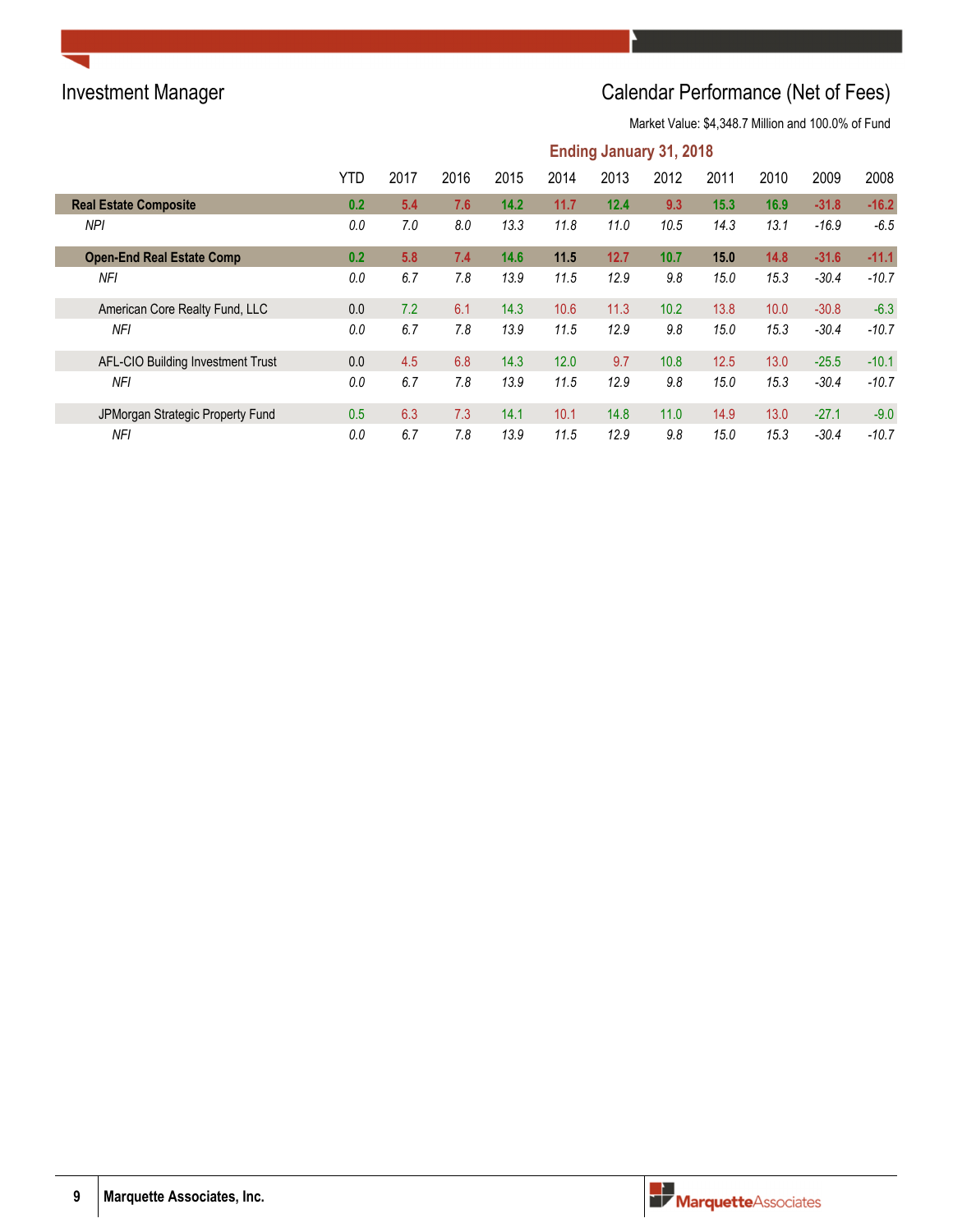## Investment Manager

## Calendar Performance (Net of Fees)

Market Value: $4,348.7 Million and 100.0% of Fund

**Ending January 31, 2018**

| | YTD | 2017 | 2016 | 2015 | 2014 | 2013 | 2012 | 2011 | 2010 | 2009 | 2008 |
|---|---|---|---|---|---|---|---|---|---|---|---|
| **Real Estate Composite** | **0.2** | **5.4** | **7.6** | **14.2** | **11.7** | **12.4** | **9.3** | **15.3** | **16.9** | **-31.8** | **-16.2** |
| *NPI* | *0.0* | *7.0* | *8.0* | *13.3* | *11.8* | *11.0* | *10.5* | *14.3* | *13.1* | *-16.9* | *-6.5* |
| **Open-End Real Estate Comp** | **0.2** | **5.8** | **7.4** | **14.6** | **11.5** | **12.7** | **10.7** | **15.0** | **14.8** | **-31.6** | **-11.1** |
| *NFI* | *0.0* | *6.7* | *7.8* | *13.9* | *11.5* | *12.9* | *9.8* | *15.0* | *15.3* | *-30.4* | *-10.7* |
| American Core Realty Fund, LLC | 0.0 | 7.2 | 6.1 | 14.3 | 10.6 | 11.3 | 10.2 | 13.8 | 10.0 | -30.8 | -6.3 |
| *NFI* | *0.0* | *6.7* | *7.8* | *13.9* | *11.5* | *12.9* | *9.8* | *15.0* | *15.3* | *-30.4* | *-10.7* |
| AFL-CIO Building Investment Trust | 0.0 | 4.5 | 6.8 | 14.3 | 12.0 | 9.7 | 10.8 | 12.5 | 13.0 | -25.5 | -10.1 |
| *NFI* | *0.0* | *6.7* | *7.8* | *13.9* | *11.5* | *12.9* | *9.8* | *15.0* | *15.3* | *-30.4* | *-10.7* |
| JPMorgan Strategic Property Fund | 0.5 | 6.3 | 7.3 | 14.1 | 10.1 | 14.8 | 11.0 | 14.9 | 13.0 | -27.1 | -9.0 |
| *NFI* | *0.0* | *6.7* | *7.8* | *13.9* | *11.5* | *12.9* | *9.8* | *15.0* | *15.3* | *-30.4* | *-10.7* |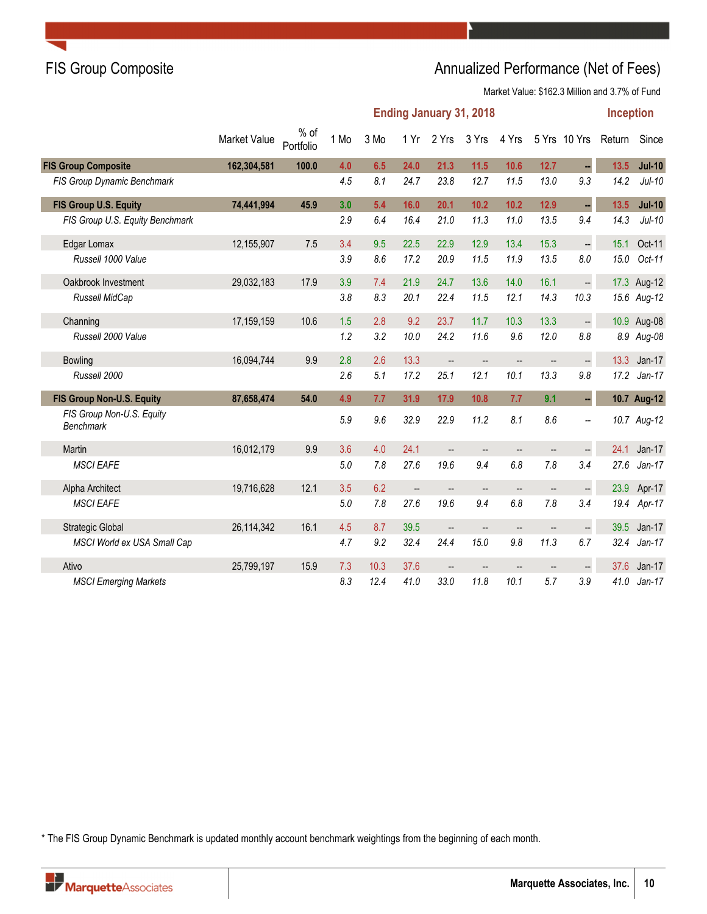# FIS Group Composite

## Annualized Performance (Net of Fees)

Market Value: $162.3 Million and 3.7% of Fund

| | Market Value | % of Portfolio | 1 Mo | 3 Mo | 1 Yr | 2 Yrs | 3 Yrs | 4 Yrs | 5 Yrs | 10 Yrs | Return | Since |
|---|---|---|---|---|---|---|---|---|---|---|---|---|
| | | | Ending January 31, 2018 | | | | | | | | Inception | |
| **FIS Group Composite** | **162,304,581** | **100.0** | **4.0** | **6.5** | **24.0** | **21.3** | **11.5** | **10.6** | **12.7** | **--** | **13.5** | **Jul-10** |
| *FIS Group Dynamic Benchmark* | | | *4.5* | *8.1* | *24.7* | *23.8* | *12.7* | *11.5* | *13.0* | *9.3* | *14.2* | *Jul-10* |
| **FIS Group U.S. Equity** | **74,441,994** | **45.9** | **3.0** | **5.4** | **16.0** | **20.1** | **10.2** | **10.2** | **12.9** | **--** | **13.5** | **Jul-10** |
| *FIS Group U.S. Equity Benchmark* | | | *2.9* | *6.4* | *16.4* | *21.0* | *11.3* | *11.0* | *13.5* | *9.4* | *14.3* | *Jul-10* |
| Edgar Lomax | 12,155,907 | 7.5 | 3.4 | 9.5 | 22.5 | 22.9 | 12.9 | 13.4 | 15.3 | -- | 15.1 | Oct-11 |
| *Russell 1000 Value* | | | *3.9* | *8.6* | *17.2* | *20.9* | *11.5* | *11.9* | *13.5* | *8.0* | *15.0* | *Oct-11* |
| Oakbrook Investment | 29,032,183 | 17.9 | 3.9 | 7.4 | 21.9 | 24.7 | 13.6 | 14.0 | 16.1 | -- | 17.3 | Aug-12 |
| *Russell MidCap* | | | *3.8* | *8.3* | *20.1* | *22.4* | *11.5* | *12.1* | *14.3* | *10.3* | *15.6* | *Aug-12* |
| Channing | 17,159,159 | 10.6 | 1.5 | 2.8 | 9.2 | 23.7 | 11.7 | 10.3 | 13.3 | -- | 10.9 | Aug-08 |
| *Russell 2000 Value* | | | *1.2* | *3.2* | *10.0* | *24.2* | *11.6* | *9.6* | *12.0* | *8.8* | *8.9* | *Aug-08* |
| Bowling | 16,094,744 | 9.9 | 2.8 | 2.6 | 13.3 | -- | -- | -- | -- | -- | 13.3 | Jan-17 |
| *Russell 2000* | | | *2.6* | *5.1* | *17.2* | *25.1* | *12.1* | *10.1* | *13.3* | *9.8* | *17.2* | *Jan-17* |
| **FIS Group Non-U.S. Equity** | **87,658,474** | **54.0** | **4.9** | **7.7** | **31.9** | **17.9** | **10.8** | **7.7** | **9.1** | **--** | **10.7** | **Aug-12** |
| *FIS Group Non-U.S. Equity Benchmark* | | | *5.9* | *9.6* | *32.9* | *22.9* | *11.2* | *8.1* | *8.6* | *--* | *10.7* | *Aug-12* |
| Martin | 16,012,179 | 9.9 | 3.6 | 4.0 | 24.1 | -- | -- | -- | -- | -- | 24.1 | Jan-17 |
| *MSCI EAFE* | | | *5.0* | *7.8* | *27.6* | *19.6* | *9.4* | *6.8* | *7.8* | *3.4* | *27.6* | *Jan-17* |
| Alpha Architect | 19,716,628 | 12.1 | 3.5 | 6.2 | -- | -- | -- | -- | -- | -- | 23.9 | Apr-17 |
| *MSCI EAFE* | | | *5.0* | *7.8* | *27.6* | *19.6* | *9.4* | *6.8* | *7.8* | *3.4* | *19.4* | *Apr-17* |
| Strategic Global | 26,114,342 | 16.1 | 4.5 | 8.7 | 39.5 | -- | -- | -- | -- | -- | 39.5 | Jan-17 |
| *MSCI World ex USA Small Cap* | | | *4.7* | *9.2* | *32.4* | *24.4* | *15.0* | *9.8* | *11.3* | *6.7* | *32.4* | *Jan-17* |
| Ativo | 25,799,197 | 15.9 | 7.3 | 10.3 | 37.6 | -- | -- | -- | -- | -- | 37.6 | Jan-17 |
| *MSCI Emerging Markets* | | | *8.3* | *12.4* | *41.0* | *33.0* | *11.8* | *10.1* | *5.7* | *3.9* | *41.0* | *Jan-17* |

* The FIS Group Dynamic Benchmark is updated monthly account benchmark weightings from the beginning of each month.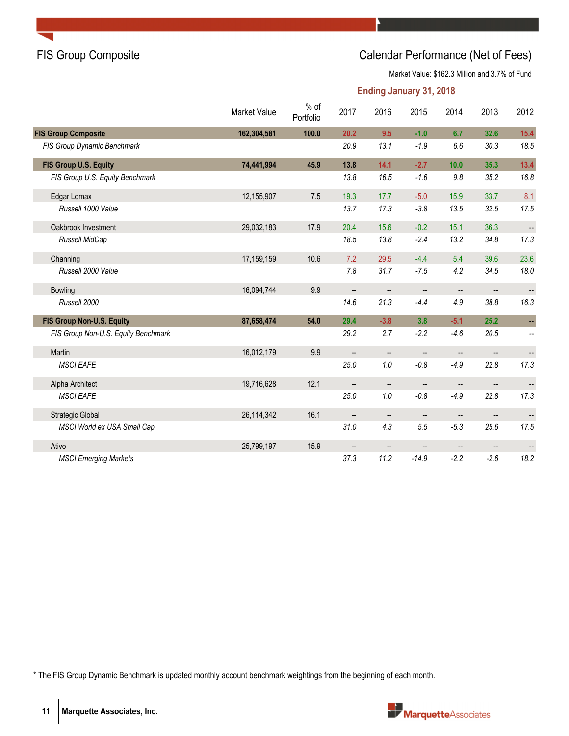# FIS Group Composite

## Calendar Performance (Net of Fees)

Market Value: $162.3 Million and 3.7% of Fund

**Ending January 31, 2018**

| | Market Value | % of Portfolio | 2017 | 2016 | 2015 | 2014 | 2013 | 2012 |
|---|---|---|---|---|---|---|---|---|
| **FIS Group Composite** | **162,304,581** | **100.0** | **20.2** | **9.5** | **-1.0** | **6.7** | **32.6** | **15.4** |
| *FIS Group Dynamic Benchmark* | | | *20.9* | *13.1* | *-1.9* | *6.6* | *30.3* | *18.5* |
| **FIS Group U.S. Equity** | **74,441,994** | **45.9** | **13.8** | **14.1** | **-2.7** | **10.0** | **35.3** | **13.4** |
| *FIS Group U.S. Equity Benchmark* | | | *13.8* | *16.5* | *-1.6* | *9.8* | *35.2* | *16.8* |
| Edgar Lomax | 12,155,907 | 7.5 | 19.3 | 17.7 | -5.0 | 15.9 | 33.7 | 8.1 |
| *Russell 1000 Value* | | | *13.7* | *17.3* | *-3.8* | *13.5* | *32.5* | *17.5* |
| Oakbrook Investment | 29,032,183 | 17.9 | 20.4 | 15.6 | -0.2 | 15.1 | 36.3 | -- |
| *Russell MidCap* | | | *18.5* | *13.8* | *-2.4* | *13.2* | *34.8* | *17.3* |
| Channing | 17,159,159 | 10.6 | 7.2 | 29.5 | -4.4 | 5.4 | 39.6 | 23.6 |
| *Russell 2000 Value* | | | *7.8* | *31.7* | *-7.5* | *4.2* | *34.5* | *18.0* |
| Bowling | 16,094,744 | 9.9 | -- | -- | -- | -- | -- | -- |
| *Russell 2000* | | | *14.6* | *21.3* | *-4.4* | *4.9* | *38.8* | *16.3* |
| **FIS Group Non-U.S. Equity** | **87,658,474** | **54.0** | **29.4** | **-3.8** | **3.8** | **-5.1** | **25.2** | **--** |
| *FIS Group Non-U.S. Equity Benchmark* | | | *29.2* | *2.7* | *-2.2* | *-4.6* | *20.5* | *--* |
| Martin | 16,012,179 | 9.9 | -- | -- | -- | -- | -- | -- |
| *MSCI EAFE* | | | *25.0* | *1.0* | *-0.8* | *-4.9* | *22.8* | *17.3* |
| Alpha Architect | 19,716,628 | 12.1 | -- | -- | -- | -- | -- | -- |
| *MSCI EAFE* | | | *25.0* | *1.0* | *-0.8* | *-4.9* | *22.8* | *17.3* |
| Strategic Global | 26,114,342 | 16.1 | -- | -- | -- | -- | -- | -- |
| *MSCI World ex USA Small Cap* | | | *31.0* | *4.3* | *5.5* | *-5.3* | *25.6* | *17.5* |
| Ativo | 25,799,197 | 15.9 | -- | -- | -- | -- | -- | -- |
| *MSCI Emerging Markets* | | | *37.3* | *11.2* | *-14.9* | *-2.2* | *-2.6* | *18.2* |

* The FIS Group Dynamic Benchmark is updated monthly account benchmark weightings from the beginning of each month.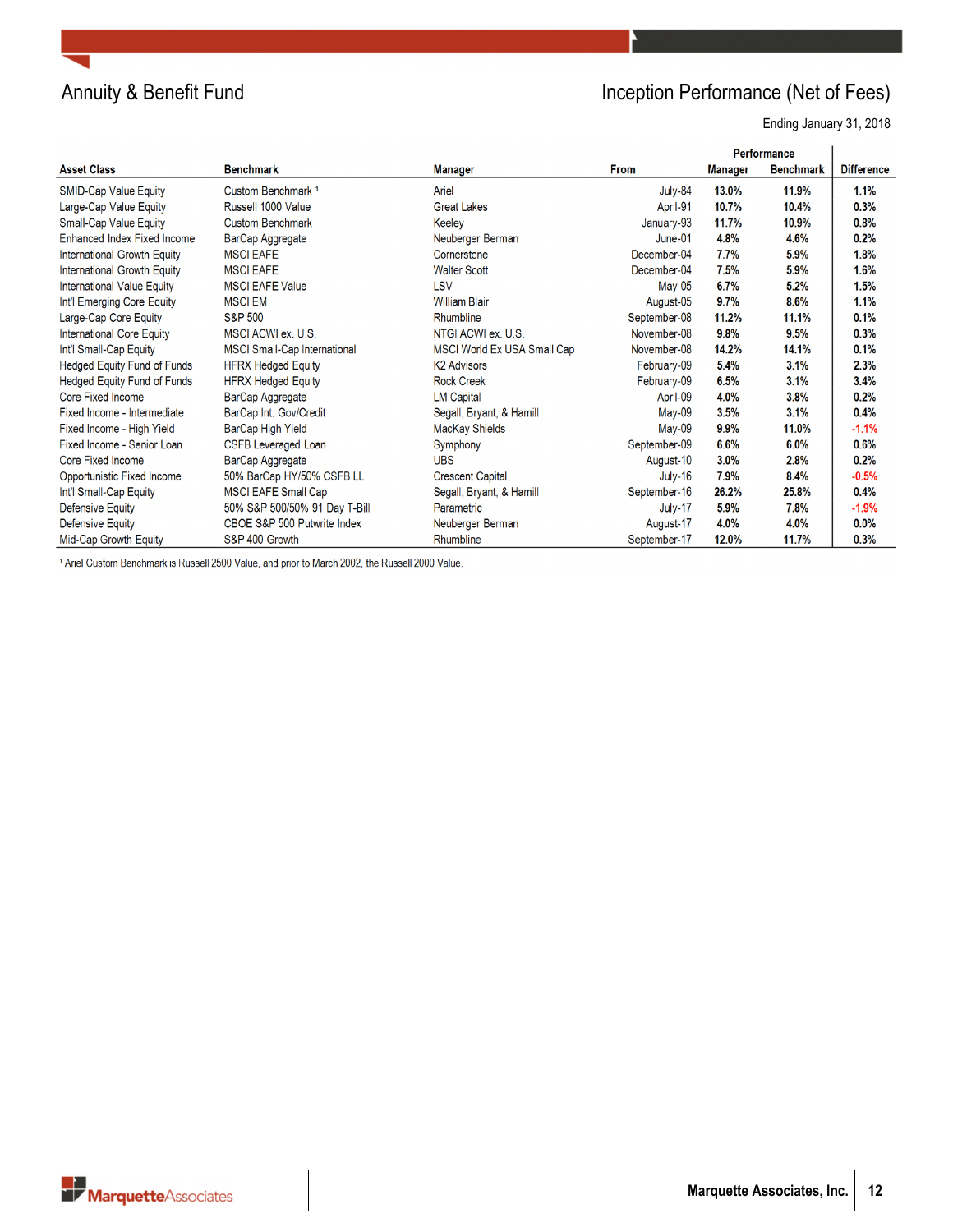# Annuity & Benefit Fund

## Inception Performance (Net of Fees)

Ending January 31, 2018

| Asset Class | Benchmark | Manager | From | Performance Manager | Performance Benchmark | Difference |
|---|---|---|---|---|---|---|
| SMID-Cap Value Equity | Custom Benchmark [1] | Ariel | July-84 | 13.0% | 11.9% | 1.1% |
| Large-Cap Value Equity | Russell 1000 Value | Great Lakes | April-91 | 10.7% | 10.4% | 0.3% |
| Small-Cap Value Equity | Custom Benchmark | Keeley | January-93 | 11.7% | 10.9% | 0.8% |
| Enhanced Index Fixed Income | BarCap Aggregate | Neuberger Berman | June-01 | 4.8% | 4.6% | 0.2% |
| International Growth Equity | MSCI EAFE | Cornerstone | December-04 | 7.7% | 5.9% | 1.8% |
| International Growth Equity | MSCI EAFE | Walter Scott | December-04 | 7.5% | 5.9% | 1.6% |
| International Value Equity | MSCI EAFE Value | LSV | May-05 | 6.7% | 5.2% | 1.5% |
| Int'l Emerging Core Equity | MSCI EM | William Blair | August-05 | 9.7% | 8.6% | 1.1% |
| Large-Cap Core Equity | S&P 500 | Rhumbline | September-08 | 11.2% | 11.1% | 0.1% |
| International Core Equity | MSCI ACWI ex. U.S. | NTGI ACWI ex. U.S. | November-08 | 9.8% | 9.5% | 0.3% |
| Int'l Small-Cap Equity | MSCI Small-Cap International | MSCI World Ex USA Small Cap | November-08 | 14.2% | 14.1% | 0.1% |
| Hedged Equity Fund of Funds | HFRX Hedged Equity | K2 Advisors | February-09 | 5.4% | 3.1% | 2.3% |
| Hedged Equity Fund of Funds | HFRX Hedged Equity | Rock Creek | February-09 | 6.5% | 3.1% | 3.4% |
| Core Fixed Income | BarCap Aggregate | LM Capital | April-09 | 4.0% | 3.8% | 0.2% |
| Fixed Income - Intermediate | BarCap Int. Gov/Credit | Segall, Bryant, & Hamill | May-09 | 3.5% | 3.1% | 0.4% |
| Fixed Income - High Yield | BarCap High Yield | MacKay Shields | May-09 | 9.9% | 11.0% | -1.1% |
| Fixed Income - Senior Loan | CSFB Leveraged Loan | Symphony | September-09 | 6.6% | 6.0% | 0.6% |
| Core Fixed Income | BarCap Aggregate | UBS | August-10 | 3.0% | 2.8% | 0.2% |
| Opportunistic Fixed Income | 50% BarCap HY/50% CSFB LL | Crescent Capital | July-16 | 7.9% | 8.4% | -0.5% |
| Int'l Small-Cap Equity | MSCI EAFE Small Cap | Segall, Bryant, & Hamill | September-16 | 26.2% | 25.8% | 0.4% |
| Defensive Equity | 50% S&P 500/50% 91 Day T-Bill | Parametric | July-17 | 5.9% | 7.8% | -1.9% |
| Defensive Equity | CBOE S&P 500 Putwrite Index | Neuberger Berman | August-17 | 4.0% | 4.0% | 0.0% |
| Mid-Cap Growth Equity | S&P 400 Growth | Rhumbline | September-17 | 12.0% | 11.7% | 0.3% |

[1] Ariel Custom Benchmark is Russell 2500 Value, and prior to March 2002, the Russell 2000 Value.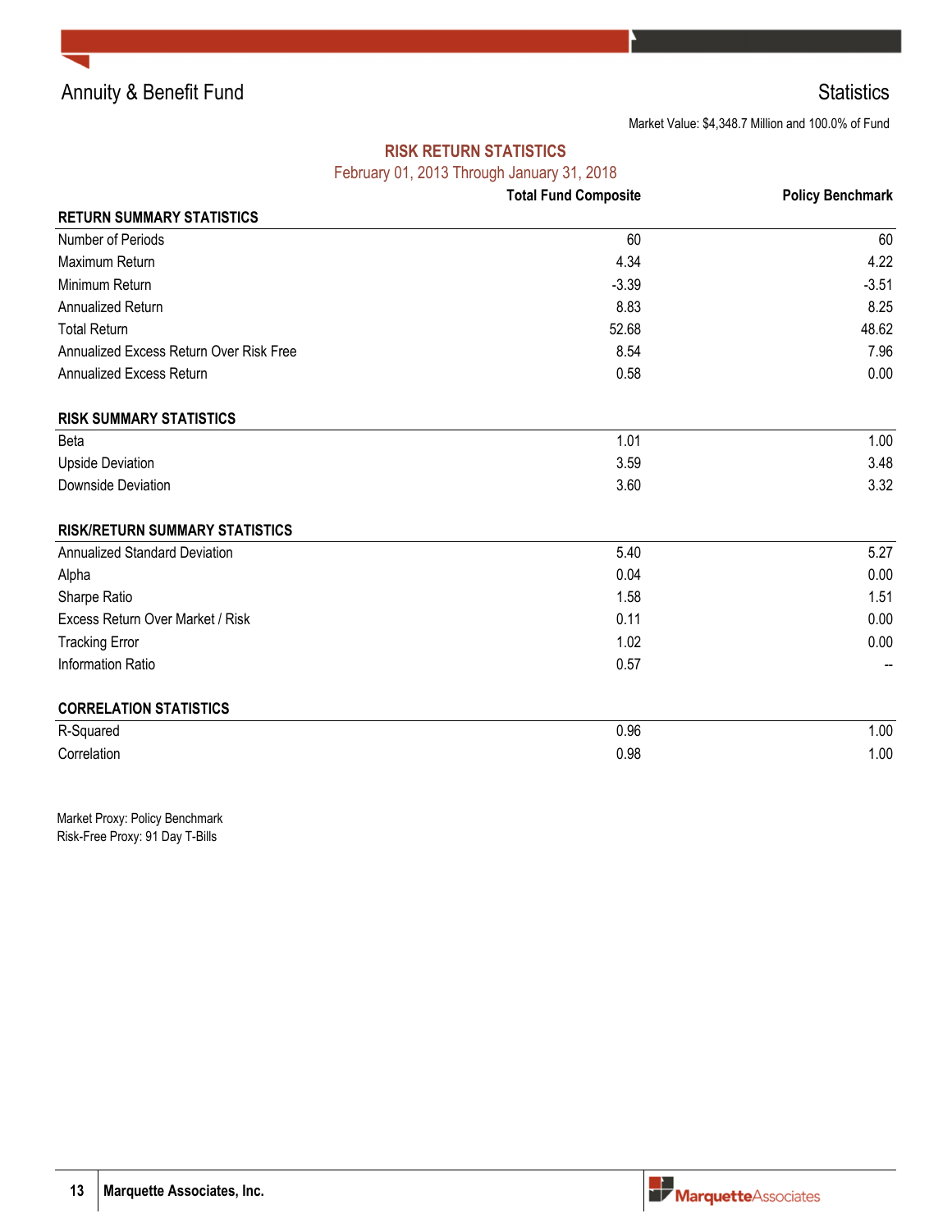# Annuity & Benefit Fund

## Statistics

Market Value: $4,348.7 Million and 100.0% of Fund

### RISK RETURN STATISTICS

February 01, 2013 Through January 31, 2018

| | Total Fund Composite | Policy Benchmark |
|---|---|---|
| **RETURN SUMMARY STATISTICS** | | |
| Number of Periods | 60 | 60 |
| Maximum Return | 4.34 | 4.22 |
| Minimum Return | -3.39 | -3.51 |
| Annualized Return | 8.83 | 8.25 |
| Total Return | 52.68 | 48.62 |
| Annualized Excess Return Over Risk Free | 8.54 | 7.96 |
| Annualized Excess Return | 0.58 | 0.00 |
| **RISK SUMMARY STATISTICS** | | |
| Beta | 1.01 | 1.00 |
| Upside Deviation | 3.59 | 3.48 |
| Downside Deviation | 3.60 | 3.32 |
| **RISK/RETURN SUMMARY STATISTICS** | | |
| Annualized Standard Deviation | 5.40 | 5.27 |
| Alpha | 0.04 | 0.00 |
| Sharpe Ratio | 1.58 | 1.51 |
| Excess Return Over Market / Risk | 0.11 | 0.00 |
| Tracking Error | 1.02 | 0.00 |
| Information Ratio | 0.57 | -- |
| **CORRELATION STATISTICS** | | |
| R-Squared | 0.96 | 1.00 |
| Correlation | 0.98 | 1.00 |

Market Proxy: Policy Benchmark
Risk-Free Proxy: 91 Day T-Bills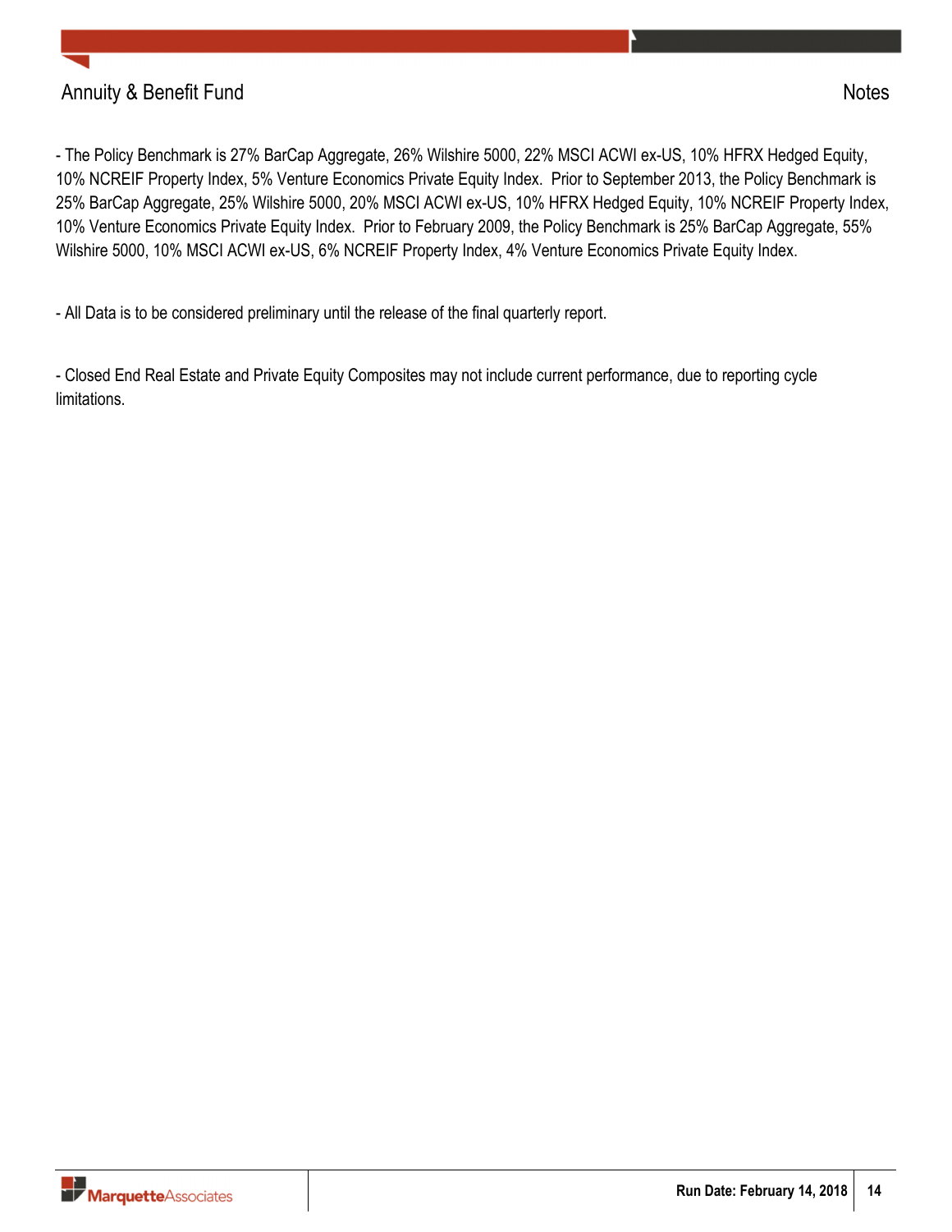# Annuity & Benefit Fund — Notes

- The Policy Benchmark is 27% BarCap Aggregate, 26% Wilshire 5000, 22% MSCI ACWI ex-US, 10% HFRX Hedged Equity, 10% NCREIF Property Index, 5% Venture Economics Private Equity Index. Prior to September 2013, the Policy Benchmark is 25% BarCap Aggregate, 25% Wilshire 5000, 20% MSCI ACWI ex-US, 10% HFRX Hedged Equity, 10% NCREIF Property Index, 10% Venture Economics Private Equity Index. Prior to February 2009, the Policy Benchmark is 25% BarCap Aggregate, 55% Wilshire 5000, 10% MSCI ACWI ex-US, 6% NCREIF Property Index, 4% Venture Economics Private Equity Index.

- All Data is to be considered preliminary until the release of the final quarterly report.

- Closed End Real Estate and Private Equity Composites may not include current performance, due to reporting cycle limitations.